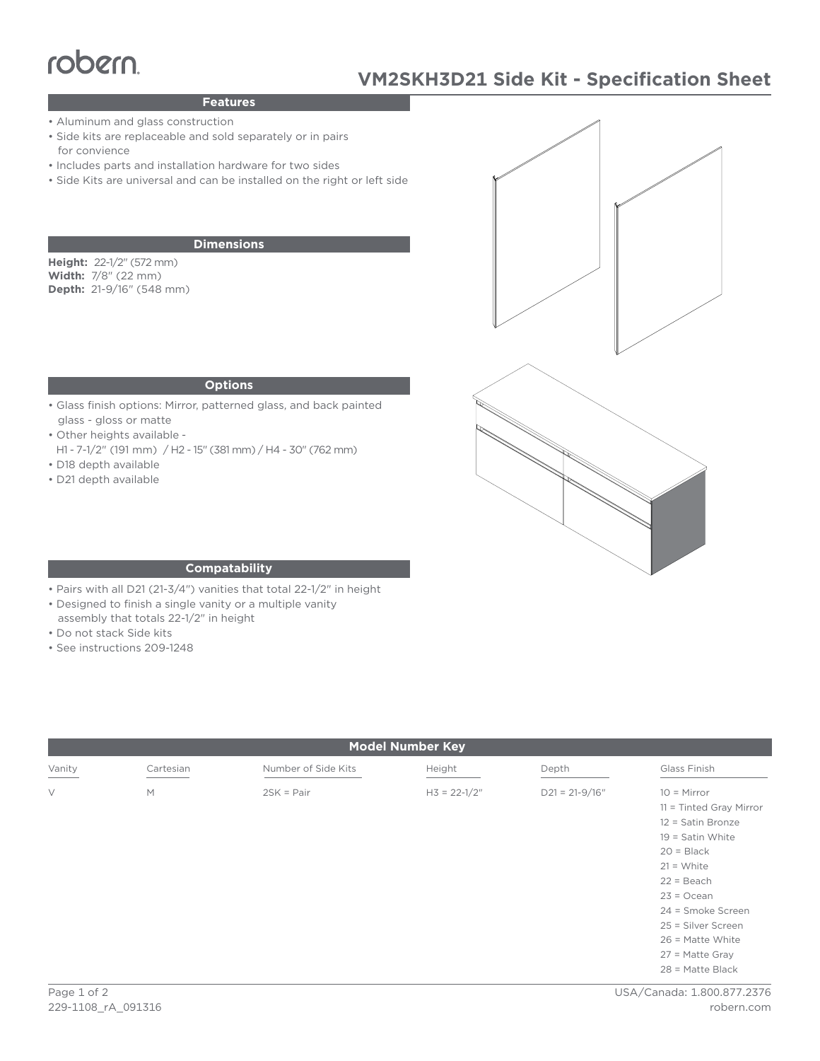robern

# VM2SKH3D21 Side Kit - Specification Sheet

## Features

- Aluminum and glass construction
- Side kits are replaceable and sold separately or in pairs for convience
- Includes parts and installation hardware for two sides
- Side Kits are universal and can be installed on the right or left side

## Dimensions

**Height:** 22-1/2" (572 mm)
**Width:** 7/8" (22 mm)
**Depth:** 21-9/16" (548 mm)

## Options

- Glass finish options: Mirror, patterned glass, and back painted glass - gloss or matte
- Other heights available - H1 - 7-1/2" (191 mm) / H2 - 15" (381 mm) / H4 - 30" (762 mm)
- D18 depth available
- D21 depth available

## Compatability

- Pairs with all D21 (21-3/4") vanities that total 22-1/2" in height
- Designed to finish a single vanity or a multiple vanity assembly that totals 22-1/2" in height
- Do not stack Side kits
- See instructions 209-1248

## Model Number Key

| Vanity | Cartesian | Number of Side Kits | Height | Depth | Glass Finish |
|---|---|---|---|---|---|
| V | M | 2SK = Pair | H3 = 22-1/2" | D21 = 21-9/16" | 10 = Mirror<br>11 = Tinted Gray Mirror<br>12 = Satin Bronze<br>19 = Satin White<br>20 = Black<br>21 = White<br>22 = Beach<br>23 = Ocean<br>24 = Smoke Screen<br>25 = Silver Screen<br>26 = Matte White<br>27 = Matte Gray<br>28 = Matte Black |

229-1108_rA_091316

USA/Canada: 1.800.877.2376
robern.com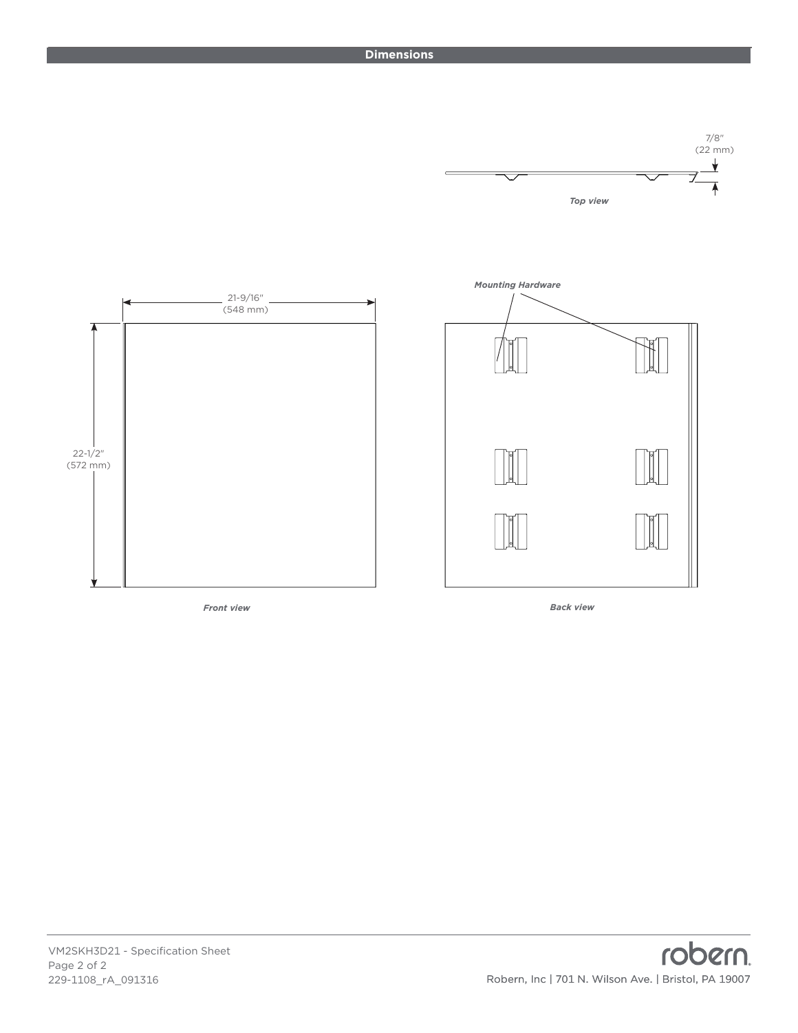## Dimensions

7/8"
(22 mm)

*Top view*

*Mounting Hardware*

21-9/16"
(548 mm)

22-1/2"
(572 mm)

*Front view*

*Back view*

Robern, Inc | 701 N. Wilson Ave. | Bristol, PA 19007